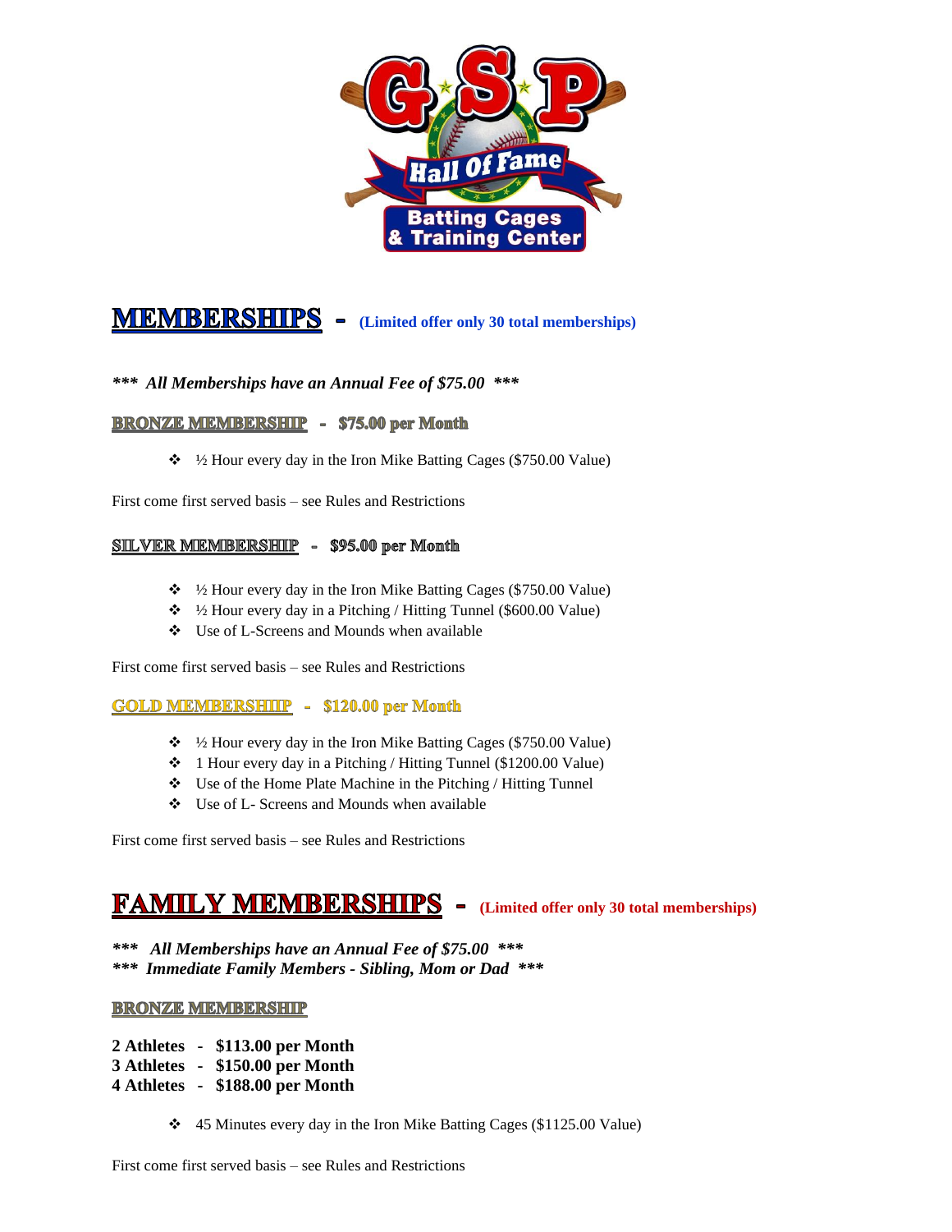# MEMBERSHIPS - (Limited offer only 30 total memberships)

***\*\*\* All Memberships have an Annual Fee of $75.00 \*\*\****

## BRONZE MEMBERSHIP - $75.00 per Month

- ½ Hour every day in the Iron Mike Batting Cages ($750.00 Value)

First come first served basis – see Rules and Restrictions

## SILVER MEMBERSHIP - $95.00 per Month

- ½ Hour every day in the Iron Mike Batting Cages ($750.00 Value)
- ½ Hour every day in a Pitching / Hitting Tunnel ($600.00 Value)
- Use of L-Screens and Mounds when available

First come first served basis – see Rules and Restrictions

## GOLD MEMBERSHIP - $120.00 per Month

- ½ Hour every day in the Iron Mike Batting Cages ($750.00 Value)
- 1 Hour every day in a Pitching / Hitting Tunnel ($1200.00 Value)
- Use of the Home Plate Machine in the Pitching / Hitting Tunnel
- Use of L- Screens and Mounds when available

First come first served basis – see Rules and Restrictions

# FAMILY MEMBERSHIPS - (Limited offer only 30 total memberships)

***\*\*\* All Memberships have an Annual Fee of $75.00 \*\*\****
***\*\*\* Immediate Family Members - Sibling, Mom or Dad \*\*\****

## BRONZE MEMBERSHIP

**2 Athletes - $113.00 per Month**
**3 Athletes - $150.00 per Month**
**4 Athletes - $188.00 per Month**

- 45 Minutes every day in the Iron Mike Batting Cages ($1125.00 Value)

First come first served basis – see Rules and Restrictions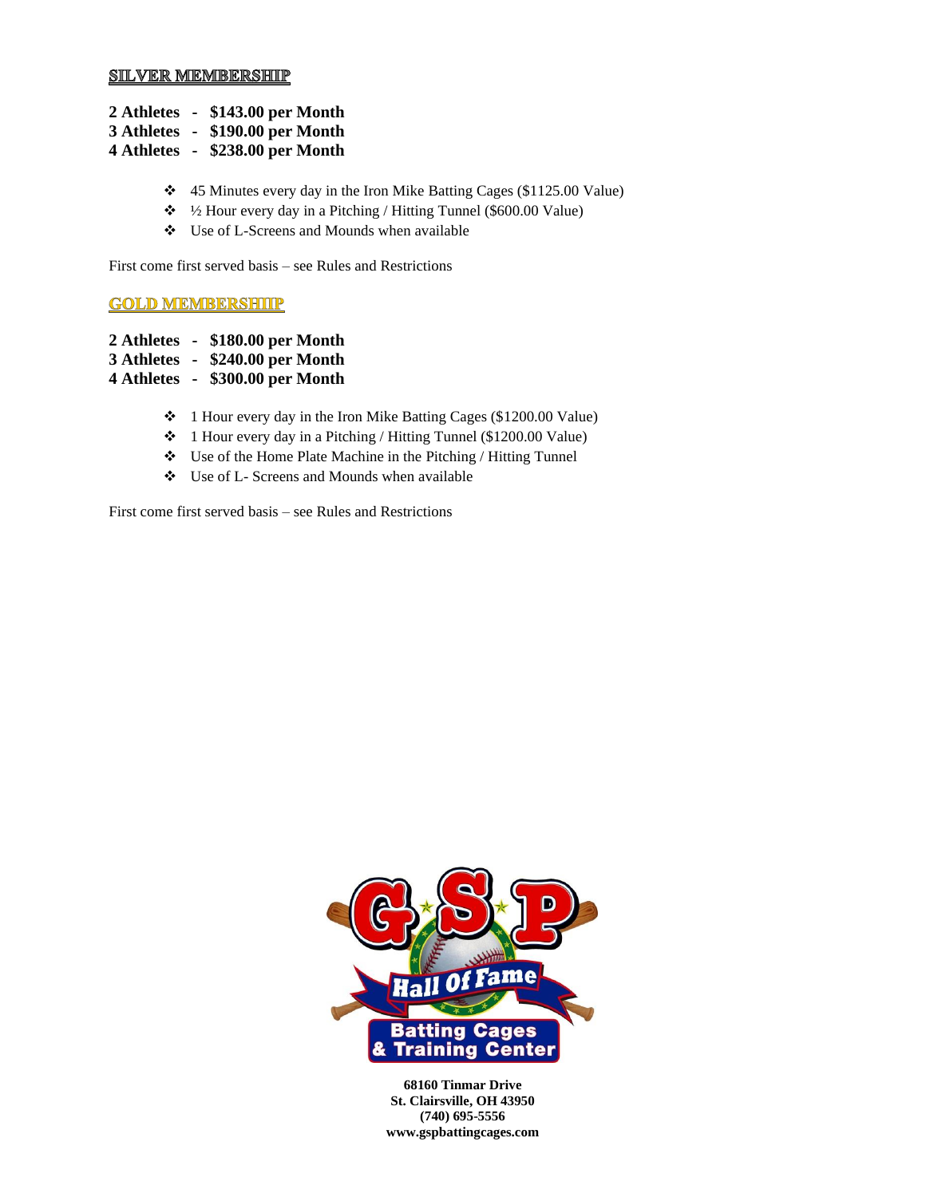## SILVER MEMBERSHIP

**2 Athletes - $143.00 per Month**
**3 Athletes - $190.00 per Month**
**4 Athletes - $238.00 per Month**

- 45 Minutes every day in the Iron Mike Batting Cages ($1125.00 Value)
- ½ Hour every day in a Pitching / Hitting Tunnel ($600.00 Value)
- Use of L-Screens and Mounds when available

First come first served basis – see Rules and Restrictions

## GOLD MEMBERSHIP

**2 Athletes - $180.00 per Month**
**3 Athletes - $240.00 per Month**
**4 Athletes - $300.00 per Month**

- 1 Hour every day in the Iron Mike Batting Cages ($1200.00 Value)
- 1 Hour every day in a Pitching / Hitting Tunnel ($1200.00 Value)
- Use of the Home Plate Machine in the Pitching / Hitting Tunnel
- Use of L- Screens and Mounds when available

First come first served basis – see Rules and Restrictions

G.S.P Hall Of Fame Batting Cages & Training Center

**68160 Tinmar Drive**
**St. Clairsville, OH 43950**
**(740) 695-5556**
**www.gspbattingcages.com**